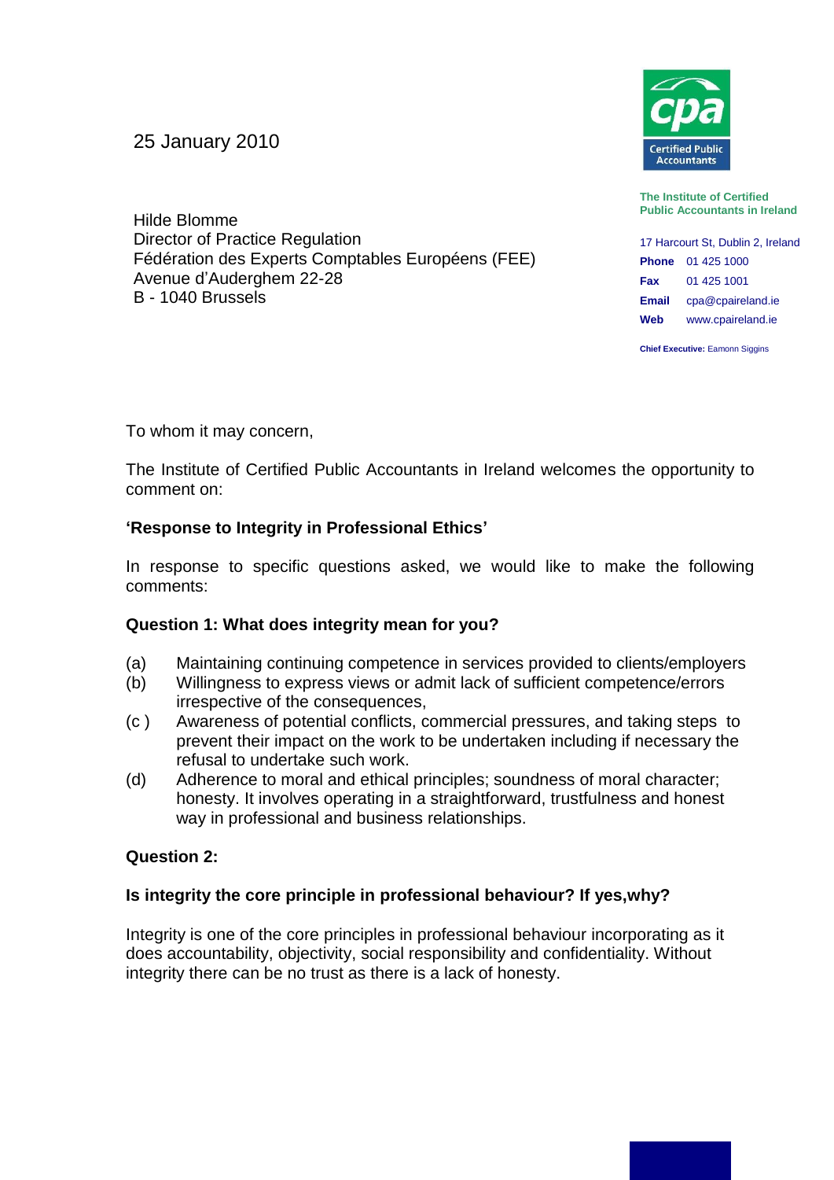25 January 2010

**The Institute of Certified Public Accountants in Ireland**

17 Harcourt St, Dublin 2, Ireland
**Phone** 01 425 1000
**Fax** 01 425 1001
**Email** cpa@cpaireland.ie
**Web** www.cpaireland.ie

**Chief Executive:** Eamonn Siggins

Hilde Blomme
Director of Practice Regulation
Fédération des Experts Comptables Européens (FEE)
Avenue d'Auderghem 22-28
B - 1040 Brussels

To whom it may concern,

The Institute of Certified Public Accountants in Ireland welcomes the opportunity to comment on:

**'Response to Integrity in Professional Ethics'**

In response to specific questions asked, we would like to make the following comments:

**Question 1: What does integrity mean for you?**

(a) Maintaining continuing competence in services provided to clients/employers
(b) Willingness to express views or admit lack of sufficient competence/errors irrespective of the consequences,
(c ) Awareness of potential conflicts, commercial pressures, and taking steps to prevent their impact on the work to be undertaken including if necessary the refusal to undertake such work.
(d) Adherence to moral and ethical principles; soundness of moral character; honesty. It involves operating in a straightforward, trustfulness and honest way in professional and business relationships.

**Question 2:**

**Is integrity the core principle in professional behaviour? If yes,why?**

Integrity is one of the core principles in professional behaviour incorporating as it does accountability, objectivity, social responsibility and confidentiality. Without integrity there can be no trust as there is a lack of honesty.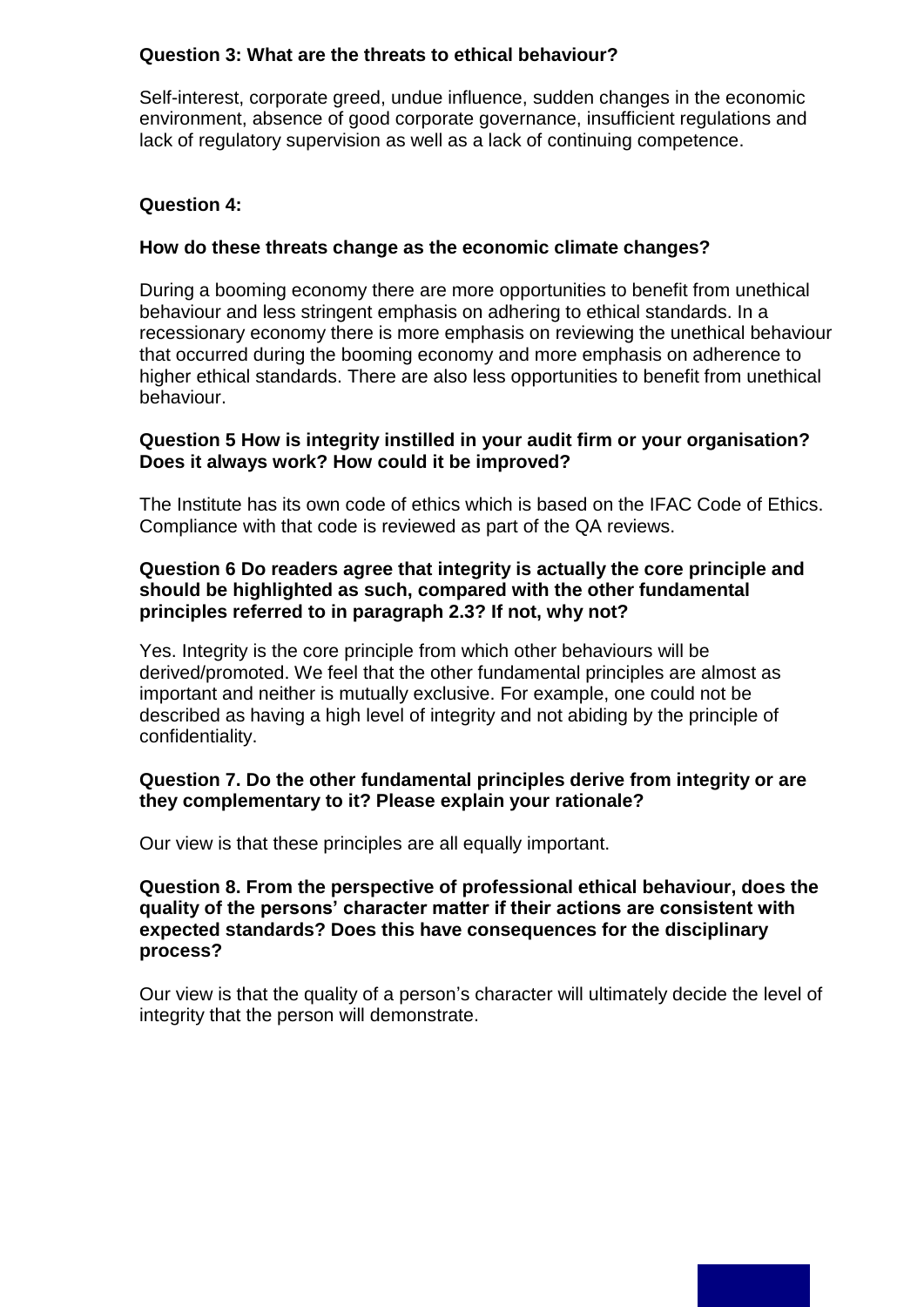**Question 3: What are the threats to ethical behaviour?**

Self-interest, corporate greed, undue influence, sudden changes in the economic environment, absence of good corporate governance, insufficient regulations and lack of regulatory supervision as well as a lack of continuing competence.

**Question 4:**

**How do these threats change as the economic climate changes?**

During a booming economy there are more opportunities to benefit from unethical behaviour and less stringent emphasis on adhering to ethical standards. In a recessionary economy there is more emphasis on reviewing the unethical behaviour that occurred during the booming economy and more emphasis on adherence to higher ethical standards. There are also less opportunities to benefit from unethical behaviour.

**Question 5 How is integrity instilled in your audit firm or your organisation? Does it always work? How could it be improved?**

The Institute has its own code of ethics which is based on the IFAC Code of Ethics. Compliance with that code is reviewed as part of the QA reviews.

**Question 6 Do readers agree that integrity is actually the core principle and should be highlighted as such, compared with the other fundamental principles referred to in paragraph 2.3? If not, why not?**

Yes. Integrity is the core principle from which other behaviours will be derived/promoted. We feel that the other fundamental principles are almost as important and neither is mutually exclusive. For example, one could not be described as having a high level of integrity and not abiding by the principle of confidentiality.

**Question 7. Do the other fundamental principles derive from integrity or are they complementary to it? Please explain your rationale?**

Our view is that these principles are all equally important.

**Question 8. From the perspective of professional ethical behaviour, does the quality of the persons' character matter if their actions are consistent with expected standards? Does this have consequences for the disciplinary process?**

Our view is that the quality of a person's character will ultimately decide the level of integrity that the person will demonstrate.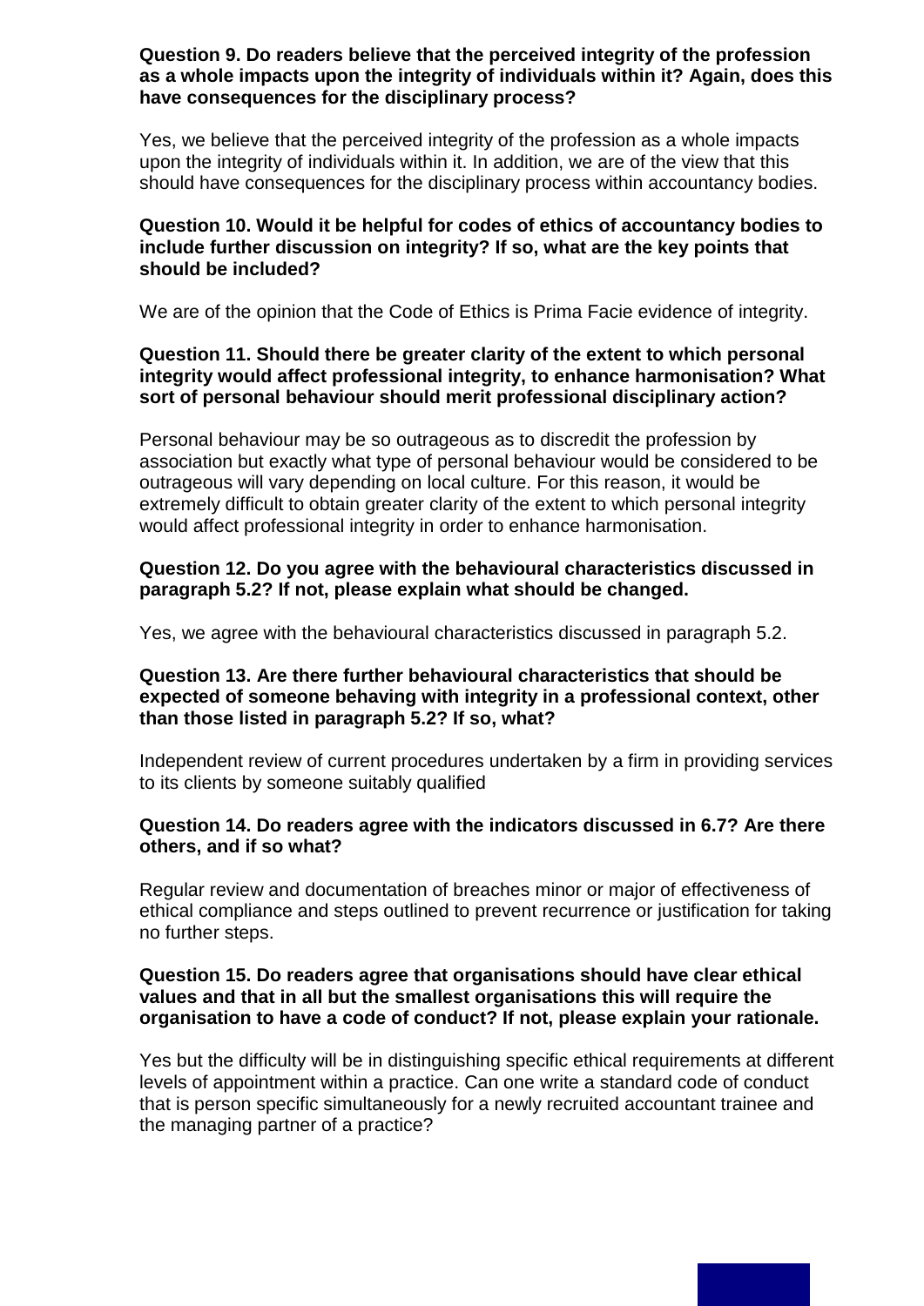**Question 9. Do readers believe that the perceived integrity of the profession as a whole impacts upon the integrity of individuals within it? Again, does this have consequences for the disciplinary process?**

Yes, we believe that the perceived integrity of the profession as a whole impacts upon the integrity of individuals within it. In addition, we are of the view that this should have consequences for the disciplinary process within accountancy bodies.

**Question 10. Would it be helpful for codes of ethics of accountancy bodies to include further discussion on integrity? If so, what are the key points that should be included?**

We are of the opinion that the Code of Ethics is Prima Facie evidence of integrity.

**Question 11. Should there be greater clarity of the extent to which personal integrity would affect professional integrity, to enhance harmonisation? What sort of personal behaviour should merit professional disciplinary action?**

Personal behaviour may be so outrageous as to discredit the profession by association but exactly what type of personal behaviour would be considered to be outrageous will vary depending on local culture. For this reason, it would be extremely difficult to obtain greater clarity of the extent to which personal integrity would affect professional integrity in order to enhance harmonisation.

**Question 12. Do you agree with the behavioural characteristics discussed in paragraph 5.2? If not, please explain what should be changed.**

Yes, we agree with the behavioural characteristics discussed in paragraph 5.2.

**Question 13. Are there further behavioural characteristics that should be expected of someone behaving with integrity in a professional context, other than those listed in paragraph 5.2? If so, what?**

Independent review of current procedures undertaken by a firm in providing services to its clients by someone suitably qualified

**Question 14. Do readers agree with the indicators discussed in 6.7? Are there others, and if so what?**

Regular review and documentation of breaches minor or major of effectiveness of ethical compliance and steps outlined to prevent recurrence or justification for taking no further steps.

**Question 15. Do readers agree that organisations should have clear ethical values and that in all but the smallest organisations this will require the organisation to have a code of conduct? If not, please explain your rationale.**

Yes but the difficulty will be in distinguishing specific ethical requirements at different levels of appointment within a practice. Can one write a standard code of conduct that is person specific simultaneously for a newly recruited accountant trainee and the managing partner of a practice?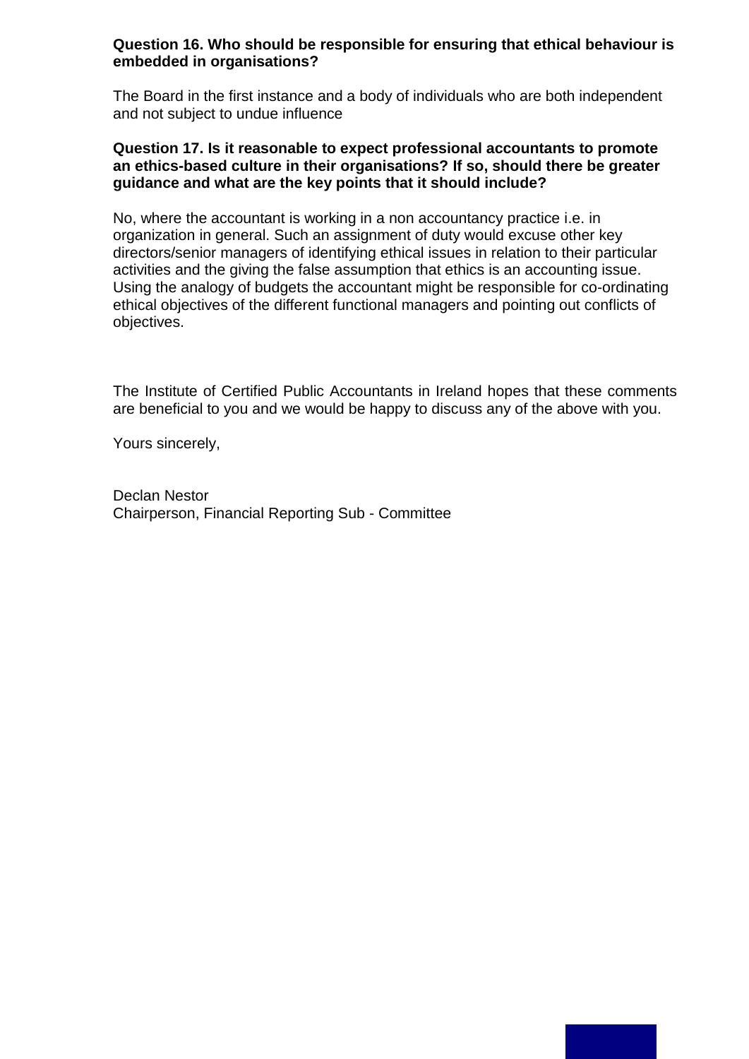**Question 16. Who should be responsible for ensuring that ethical behaviour is embedded in organisations?**

The Board in the first instance and a body of individuals who are both independent and not subject to undue influence

**Question 17. Is it reasonable to expect professional accountants to promote an ethics-based culture in their organisations? If so, should there be greater guidance and what are the key points that it should include?**

No, where the accountant is working in a non accountancy practice i.e. in organization in general. Such an assignment of duty would excuse other key directors/senior managers of identifying ethical issues in relation to their particular activities and the giving the false assumption that ethics is an accounting issue. Using the analogy of budgets the accountant might be responsible for co-ordinating ethical objectives of the different functional managers and pointing out conflicts of objectives.

The Institute of Certified Public Accountants in Ireland hopes that these comments are beneficial to you and we would be happy to discuss any of the above with you.

Yours sincerely,

Declan Nestor
Chairperson, Financial Reporting Sub - Committee